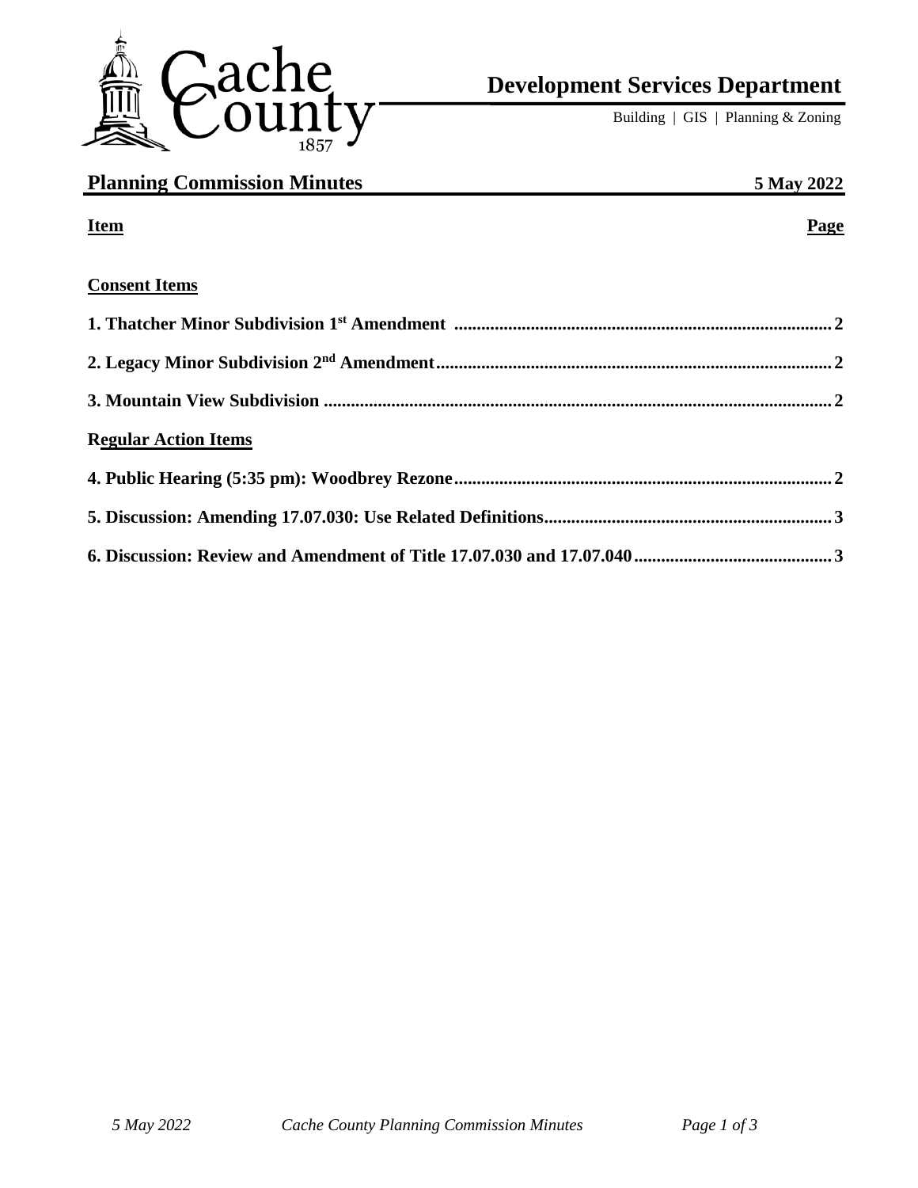Cache County 1857

# Development Services Department

Building | GIS | Planning & Zoning

## Planning Commission Minutes

**5 May 2022**

| Item | Page |
| --- | --- |
| **Consent Items** | |
| **1. Thatcher Minor Subdivision 1st Amendment** | **2** |
| **2. Legacy Minor Subdivision 2nd Amendment** | **2** |
| **3. Mountain View Subdivision** | **2** |
| **Regular Action Items** | |
| **4. Public Hearing (5:35 pm): Woodbrey Rezone** | **2** |
| **5. Discussion: Amending 17.07.030: Use Related Definitions** | **3** |
| **6. Discussion: Review and Amendment of Title 17.07.030 and 17.07.040** | **3** |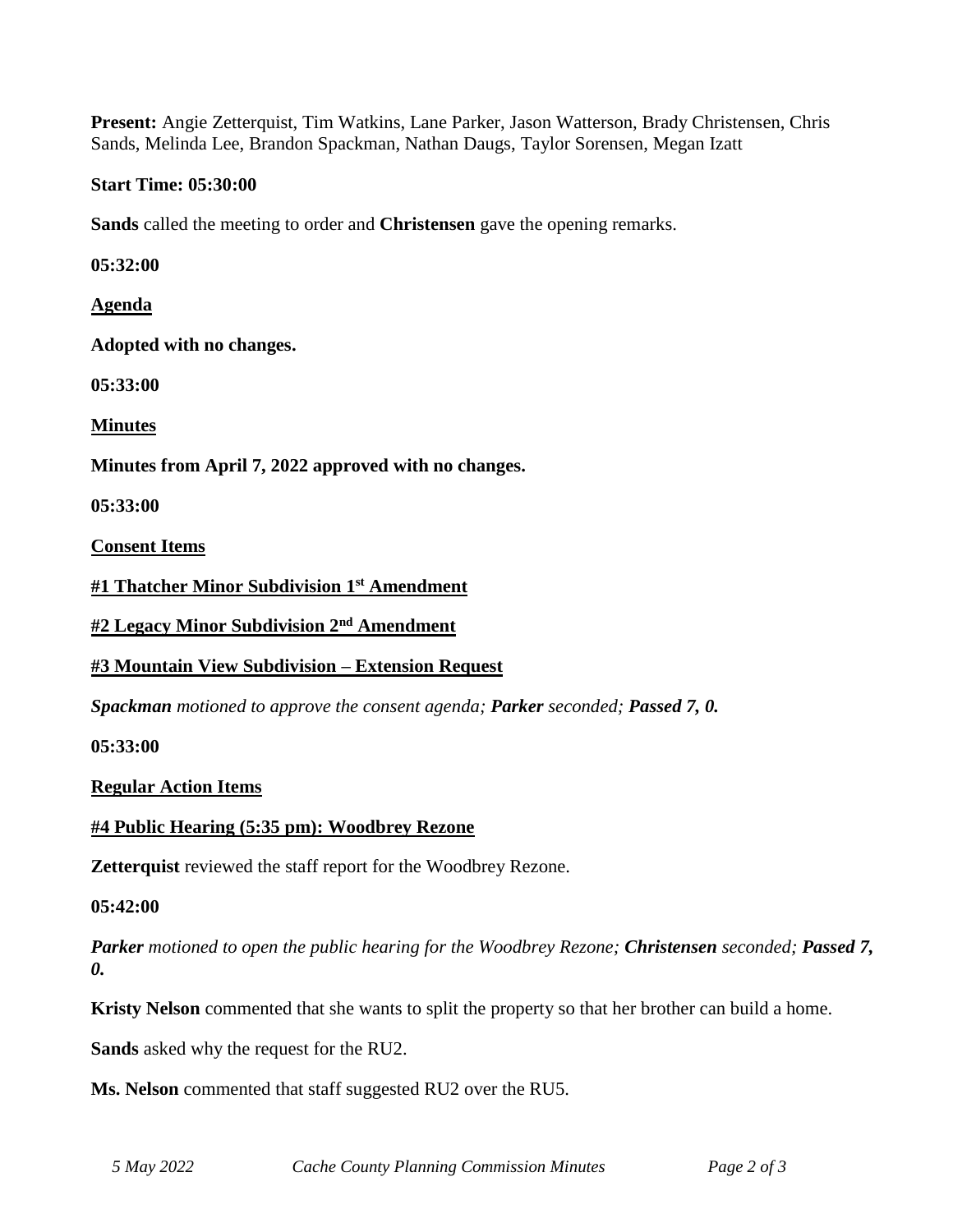**Present:** Angie Zetterquist, Tim Watkins, Lane Parker, Jason Watterson, Brady Christensen, Chris Sands, Melinda Lee, Brandon Spackman, Nathan Daugs, Taylor Sorensen, Megan Izatt

**Start Time: 05:30:00**

**Sands** called the meeting to order and **Christensen** gave the opening remarks.

**05:32:00**

**Agenda**

**Adopted with no changes.**

**05:33:00**

**Minutes**

**Minutes from April 7, 2022 approved with no changes.**

**05:33:00**

**Consent Items**

**#1 Thatcher Minor Subdivision 1st Amendment**

**#2 Legacy Minor Subdivision 2nd Amendment**

**#3 Mountain View Subdivision – Extension Request**

***Spackman** motioned to approve the consent agenda; **Parker** seconded; **Passed 7, 0.***

**05:33:00**

**Regular Action Items**

**#4 Public Hearing (5:35 pm): Woodbrey Rezone**

**Zetterquist** reviewed the staff report for the Woodbrey Rezone.

**05:42:00**

***Parker** motioned to open the public hearing for the Woodbrey Rezone; **Christensen** seconded; **Passed 7, 0.***

**Kristy Nelson** commented that she wants to split the property so that her brother can build a home.

**Sands** asked why the request for the RU2.

**Ms. Nelson** commented that staff suggested RU2 over the RU5.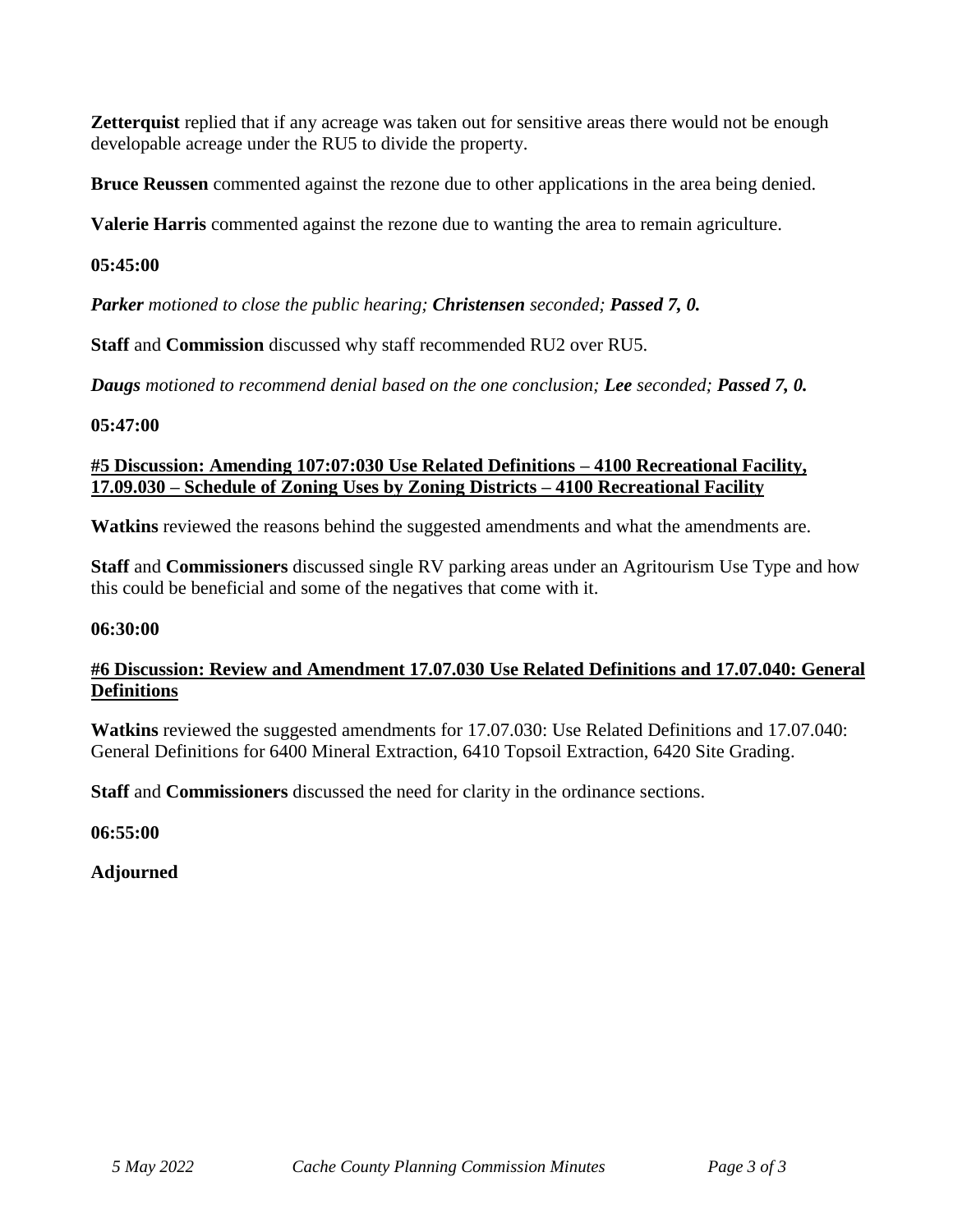**Zetterquist** replied that if any acreage was taken out for sensitive areas there would not be enough developable acreage under the RU5 to divide the property.

**Bruce Reussen** commented against the rezone due to other applications in the area being denied.

**Valerie Harris** commented against the rezone due to wanting the area to remain agriculture.

**05:45:00**

***Parker*** *motioned to close the public hearing;* ***Christensen*** *seconded;* ***Passed 7, 0.***

**Staff** and **Commission** discussed why staff recommended RU2 over RU5.

***Daugs*** *motioned to recommend denial based on the one conclusion;* ***Lee*** *seconded;* ***Passed 7, 0.***

**05:47:00**

**<u>#5 Discussion: Amending 107:07:030 Use Related Definitions – 4100 Recreational Facility, 17.09.030 – Schedule of Zoning Uses by Zoning Districts – 4100 Recreational Facility</u>**

**Watkins** reviewed the reasons behind the suggested amendments and what the amendments are.

**Staff** and **Commissioners** discussed single RV parking areas under an Agritourism Use Type and how this could be beneficial and some of the negatives that come with it.

**06:30:00**

**<u>#6 Discussion: Review and Amendment 17.07.030 Use Related Definitions and 17.07.040: General Definitions</u>**

**Watkins** reviewed the suggested amendments for 17.07.030: Use Related Definitions and 17.07.040: General Definitions for 6400 Mineral Extraction, 6410 Topsoil Extraction, 6420 Site Grading.

**Staff** and **Commissioners** discussed the need for clarity in the ordinance sections.

**06:55:00**

**Adjourned**